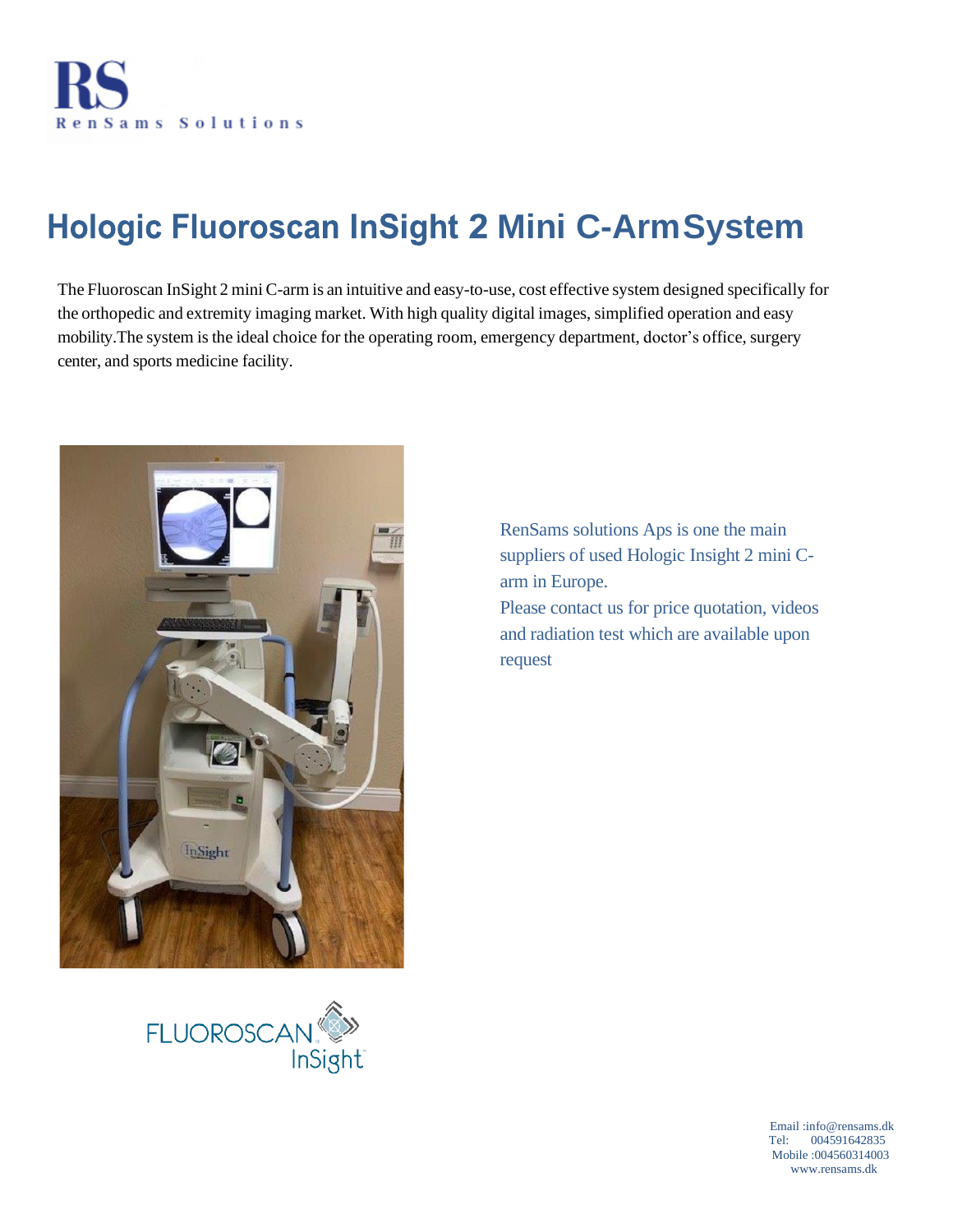RS
RenSams Solutions

# Hologic Fluoroscan InSight 2 Mini C-ArmSystem

The Fluoroscan InSight 2 mini C-arm is an intuitive and easy-to-use, cost effective system designed specifically for the orthopedic and extremity imaging market. With high quality digital images, simplified operation and easy mobility.The system is the ideal choice for the operating room, emergency department, doctor's office, surgery center, and sports medicine facility.

RenSams solutions Aps is one the main suppliers of used Hologic Insight 2 mini C-arm in Europe.
Please contact us for price quotation, videos and radiation test which are available upon request

Email :info@rensams.dk
Tel: 004591642835
Mobile :004560314003
www.rensams.dk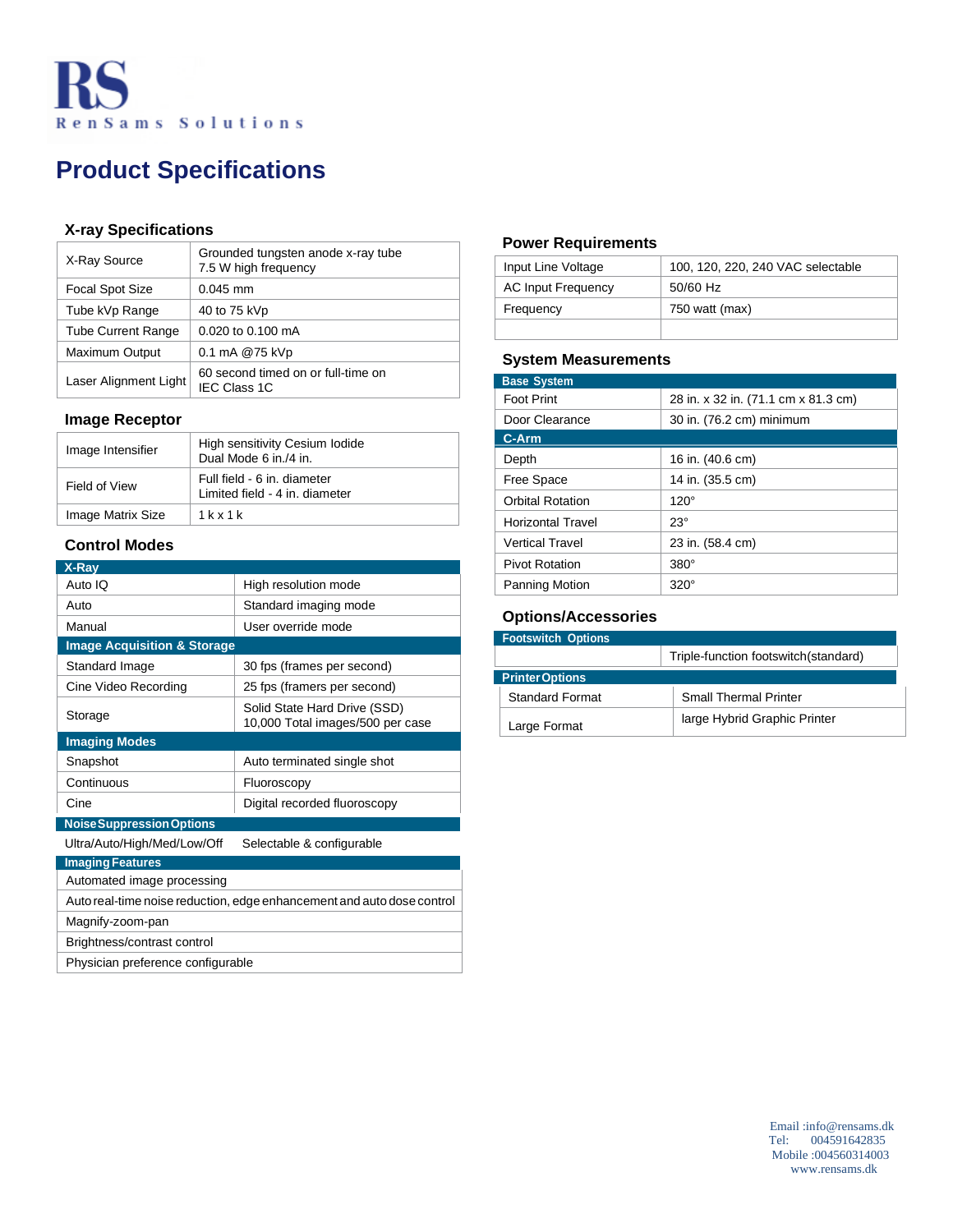# RS

RenSams Solutions

# Product Specifications

### X-ray Specifications

| | |
|---|---|
| X-Ray Source | Grounded tungsten anode x-ray tube<br>7.5 W high frequency |
| Focal Spot Size | 0.045 mm |
| Tube kVp Range | 40 to 75 kVp |
| Tube Current Range | 0.020 to 0.100 mA |
| Maximum Output | 0.1 mA @75 kVp |
| Laser Alignment Light | 60 second timed on or full-time on<br>IEC Class 1C |

### Image Receptor

| | |
|---|---|
| Image Intensifier | High sensitivity Cesium Iodide<br>Dual Mode 6 in./4 in. |
| Field of View | Full field - 6 in. diameter<br>Limited field - 4 in. diameter |
| Image Matrix Size | 1 k x 1 k |

### Control Modes

| | |
|---|---|
| **X-Ray** | |
| Auto IQ | High resolution mode |
| Auto | Standard imaging mode |
| Manual | User override mode |
| **Image Acquisition & Storage** | |
| Standard Image | 30 fps (frames per second) |
| Cine Video Recording | 25 fps (framers per second) |
| Storage | Solid State Hard Drive (SSD)<br>10,000 Total images/500 per case |
| **Imaging Modes** | |
| Snapshot | Auto terminated single shot |
| Continuous | Fluoroscopy |
| Cine | Digital recorded fluoroscopy |
| **Noise Suppression Options** | |
| Ultra/Auto/High/Med/Low/Off | Selectable & configurable |
| **Imaging Features** | |
| Automated image processing | |
| Auto real-time noise reduction, edge enhancement and auto dose control | |
| Magnify-zoom-pan | |
| Brightness/contrast control | |
| Physician preference configurable | |

### Power Requirements

| | |
|---|---|
| Input Line Voltage | 100, 120, 220, 240 VAC selectable |
| AC Input Frequency | 50/60 Hz |
| Frequency | 750 watt (max) |
| | |

### System Measurements

| | |
|---|---|
| **Base System** | |
| Foot Print | 28 in. x 32 in. (71.1 cm x 81.3 cm) |
| Door Clearance | 30 in. (76.2 cm) minimum |
| **C-Arm** | |
| Depth | 16 in. (40.6 cm) |
| Free Space | 14 in. (35.5 cm) |
| Orbital Rotation | 120° |
| Horizontal Travel | 23° |
| Vertical Travel | 23 in. (58.4 cm) |
| Pivot Rotation | 380° |
| Panning Motion | 320° |

### Options/Accessories

| | |
|---|---|
| **Footswitch Options** | |
| | Triple-function footswitch(standard) |
| **Printer Options** | |
| Standard Format | Small Thermal Printer |
| Large Format | large Hybrid Graphic Printer |

Email :info@rensams.dk
Tel: 004591642835
Mobile :004560314003
www.rensams.dk